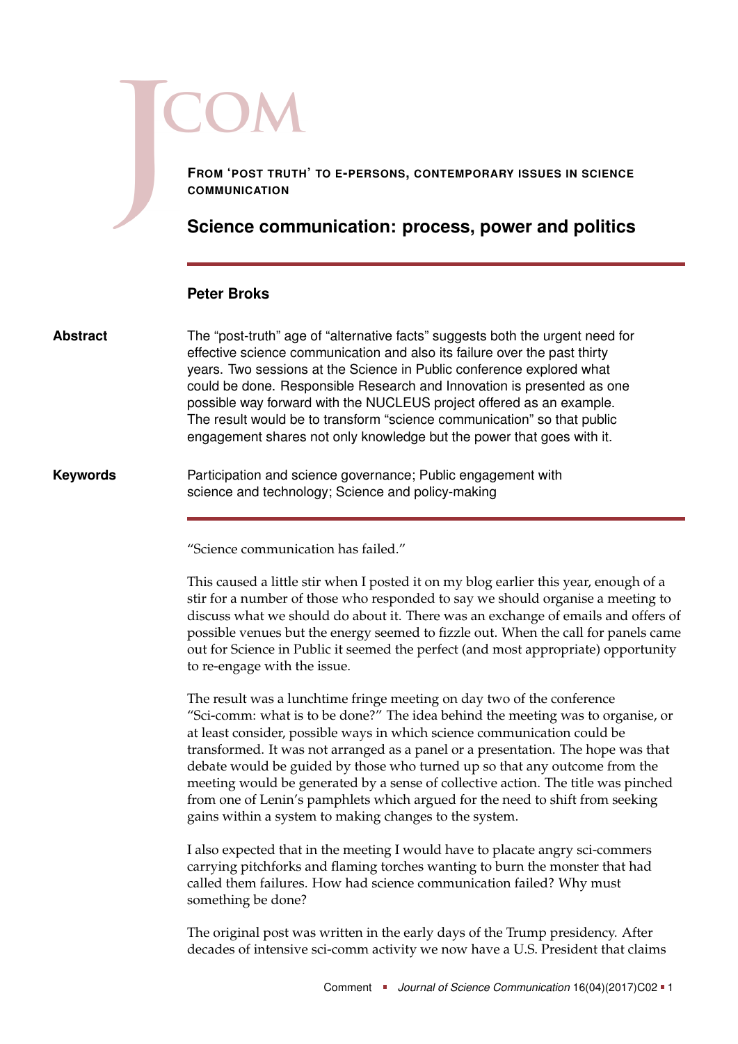**From 'post truth' to e-persons, contemporary issues in science communication**

# Science communication: process, power and politics

## Peter Broks

**Abstract**

The "post-truth" age of "alternative facts" suggests both the urgent need for effective science communication and also its failure over the past thirty years. Two sessions at the Science in Public conference explored what could be done. Responsible Research and Innovation is presented as one possible way forward with the NUCLEUS project offered as an example. The result would be to transform "science communication" so that public engagement shares not only knowledge but the power that goes with it.

**Keywords**

Participation and science governance; Public engagement with science and technology; Science and policy-making

---

"Science communication has failed."

This caused a little stir when I posted it on my blog earlier this year, enough of a stir for a number of those who responded to say we should organise a meeting to discuss what we should do about it. There was an exchange of emails and offers of possible venues but the energy seemed to fizzle out. When the call for panels came out for Science in Public it seemed the perfect (and most appropriate) opportunity to re-engage with the issue.

The result was a lunchtime fringe meeting on day two of the conference "Sci-comm: what is to be done?" The idea behind the meeting was to organise, or at least consider, possible ways in which science communication could be transformed. It was not arranged as a panel or a presentation. The hope was that debate would be guided by those who turned up so that any outcome from the meeting would be generated by a sense of collective action. The title was pinched from one of Lenin's pamphlets which argued for the need to shift from seeking gains within a system to making changes to the system.

I also expected that in the meeting I would have to placate angry sci-commers carrying pitchforks and flaming torches wanting to burn the monster that had called them failures. How had science communication failed? Why must something be done?

The original post was written in the early days of the Trump presidency. After decades of intensive sci-comm activity we now have a U.S. President that claims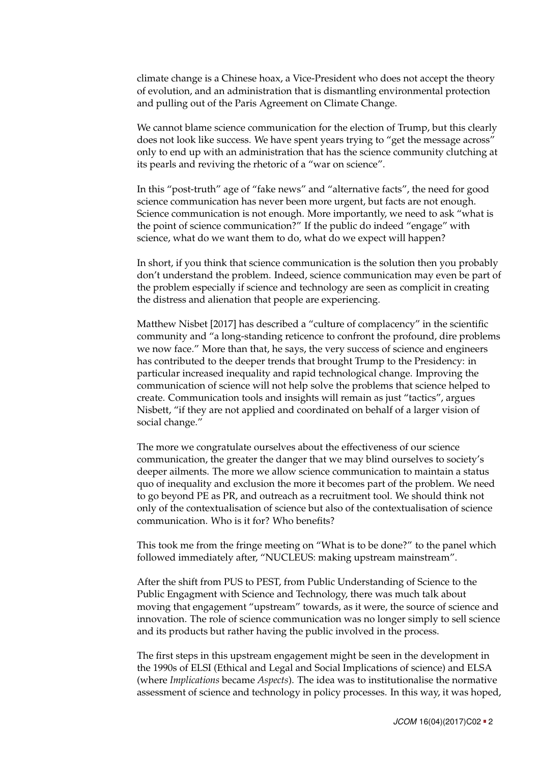climate change is a Chinese hoax, a Vice-President who does not accept the theory of evolution, and an administration that is dismantling environmental protection and pulling out of the Paris Agreement on Climate Change.

We cannot blame science communication for the election of Trump, but this clearly does not look like success. We have spent years trying to "get the message across" only to end up with an administration that has the science community clutching at its pearls and reviving the rhetoric of a "war on science".

In this "post-truth" age of "fake news" and "alternative facts", the need for good science communication has never been more urgent, but facts are not enough. Science communication is not enough. More importantly, we need to ask "what is the point of science communication?" If the public do indeed "engage" with science, what do we want them to do, what do we expect will happen?

In short, if you think that science communication is the solution then you probably don't understand the problem. Indeed, science communication may even be part of the problem especially if science and technology are seen as complicit in creating the distress and alienation that people are experiencing.

Matthew Nisbet [2017] has described a "culture of complacency" in the scientific community and "a long-standing reticence to confront the profound, dire problems we now face." More than that, he says, the very success of science and engineers has contributed to the deeper trends that brought Trump to the Presidency: in particular increased inequality and rapid technological change. Improving the communication of science will not help solve the problems that science helped to create. Communication tools and insights will remain as just "tactics", argues Nisbett, "if they are not applied and coordinated on behalf of a larger vision of social change."

The more we congratulate ourselves about the effectiveness of our science communication, the greater the danger that we may blind ourselves to society's deeper ailments. The more we allow science communication to maintain a status quo of inequality and exclusion the more it becomes part of the problem. We need to go beyond PE as PR, and outreach as a recruitment tool. We should think not only of the contextualisation of science but also of the contextualisation of science communication. Who is it for? Who benefits?

This took me from the fringe meeting on "What is to be done?" to the panel which followed immediately after, "NUCLEUS: making upstream mainstream".

After the shift from PUS to PEST, from Public Understanding of Science to the Public Engagment with Science and Technology, there was much talk about moving that engagement "upstream" towards, as it were, the source of science and innovation. The role of science communication was no longer simply to sell science and its products but rather having the public involved in the process.

The first steps in this upstream engagement might be seen in the development in the 1990s of ELSI (Ethical and Legal and Social Implications of science) and ELSA (where *Implications* became *Aspects*). The idea was to institutionalise the normative assessment of science and technology in policy processes. In this way, it was hoped,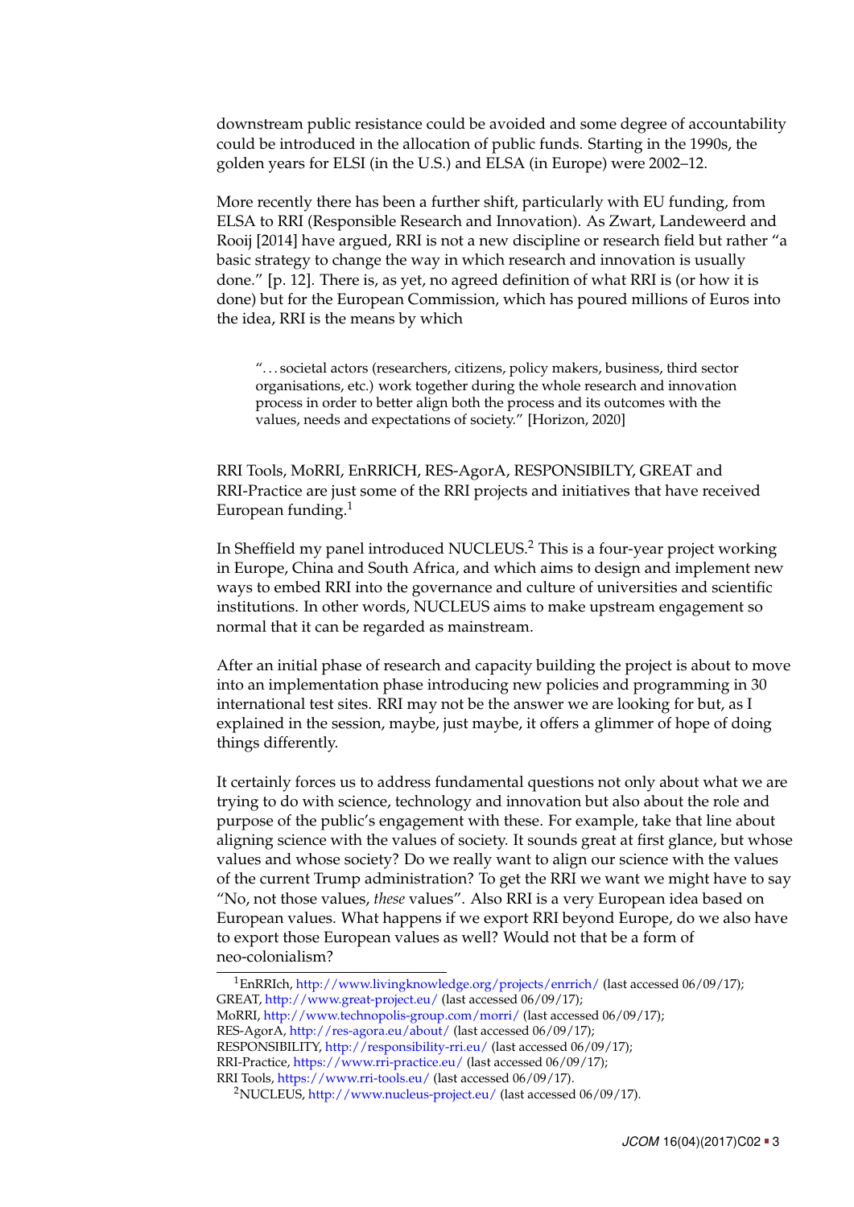downstream public resistance could be avoided and some degree of accountability could be introduced in the allocation of public funds. Starting in the 1990s, the golden years for ELSI (in the U.S.) and ELSA (in Europe) were 2002–12.

More recently there has been a further shift, particularly with EU funding, from ELSA to RRI (Responsible Research and Innovation). As Zwart, Landeweerd and Rooij [2014] have argued, RRI is not a new discipline or research field but rather "a basic strategy to change the way in which research and innovation is usually done." [p. 12]. There is, as yet, no agreed definition of what RRI is (or how it is done) but for the European Commission, which has poured millions of Euros into the idea, RRI is the means by which

> "...societal actors (researchers, citizens, policy makers, business, third sector organisations, etc.) work together during the whole research and innovation process in order to better align both the process and its outcomes with the values, needs and expectations of society." [Horizon, 2020]

RRI Tools, MoRRI, EnRRICH, RES-AgorA, RESPONSIBILTY, GREAT and RRI-Practice are just some of the RRI projects and initiatives that have received European funding.[1]

In Sheffield my panel introduced NUCLEUS.[2] This is a four-year project working in Europe, China and South Africa, and which aims to design and implement new ways to embed RRI into the governance and culture of universities and scientific institutions. In other words, NUCLEUS aims to make upstream engagement so normal that it can be regarded as mainstream.

After an initial phase of research and capacity building the project is about to move into an implementation phase introducing new policies and programming in 30 international test sites. RRI may not be the answer we are looking for but, as I explained in the session, maybe, just maybe, it offers a glimmer of hope of doing things differently.

It certainly forces us to address fundamental questions not only about what we are trying to do with science, technology and innovation but also about the role and purpose of the public's engagement with these. For example, take that line about aligning science with the values of society. It sounds great at first glance, but whose values and whose society? Do we really want to align our science with the values of the current Trump administration? To get the RRI we want we might have to say "No, not those values, *these* values". Also RRI is a very European idea based on European values. What happens if we export RRI beyond Europe, do we also have to export those European values as well? Would not that be a form of neo-colonialism?

---

[1] EnRRIch, http://www.livingknowledge.org/projects/enrrich/ (last accessed 06/09/17); GREAT, http://www.great-project.eu/ (last accessed 06/09/17); MoRRI, http://www.technopolis-group.com/morri/ (last accessed 06/09/17); RES-AgorA, http://res-agora.eu/about/ (last accessed 06/09/17); RESPONSIBILITY, http://responsibility-rri.eu/ (last accessed 06/09/17); RRI-Practice, https://www.rri-practice.eu/ (last accessed 06/09/17); RRI Tools, https://www.rri-tools.eu/ (last accessed 06/09/17).

[2] NUCLEUS, http://www.nucleus-project.eu/ (last accessed 06/09/17).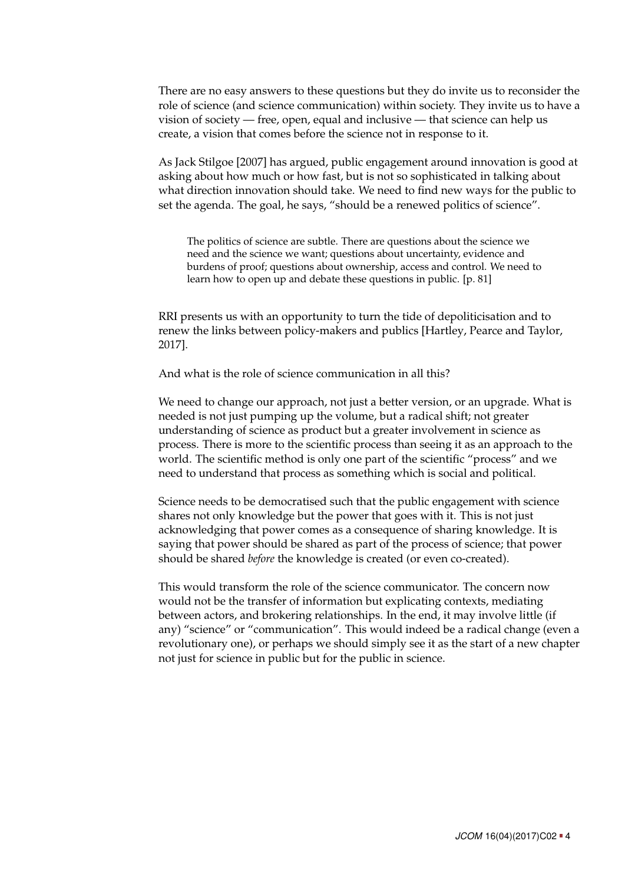There are no easy answers to these questions but they do invite us to reconsider the role of science (and science communication) within society. They invite us to have a vision of society — free, open, equal and inclusive — that science can help us create, a vision that comes before the science not in response to it.

As Jack Stilgoe [2007] has argued, public engagement around innovation is good at asking about how much or how fast, but is not so sophisticated in talking about what direction innovation should take. We need to find new ways for the public to set the agenda. The goal, he says, "should be a renewed politics of science".

> The politics of science are subtle. There are questions about the science we need and the science we want; questions about uncertainty, evidence and burdens of proof; questions about ownership, access and control. We need to learn how to open up and debate these questions in public. [p. 81]

RRI presents us with an opportunity to turn the tide of depoliticisation and to renew the links between policy-makers and publics [Hartley, Pearce and Taylor, 2017].

And what is the role of science communication in all this?

We need to change our approach, not just a better version, or an upgrade. What is needed is not just pumping up the volume, but a radical shift; not greater understanding of science as product but a greater involvement in science as process. There is more to the scientific process than seeing it as an approach to the world. The scientific method is only one part of the scientific "process" and we need to understand that process as something which is social and political.

Science needs to be democratised such that the public engagement with science shares not only knowledge but the power that goes with it. This is not just acknowledging that power comes as a consequence of sharing knowledge. It is saying that power should be shared as part of the process of science; that power should be shared *before* the knowledge is created (or even co-created).

This would transform the role of the science communicator. The concern now would not be the transfer of information but explicating contexts, mediating between actors, and brokering relationships. In the end, it may involve little (if any) "science" or "communication". This would indeed be a radical change (even a revolutionary one), or perhaps we should simply see it as the start of a new chapter not just for science in public but for the public in science.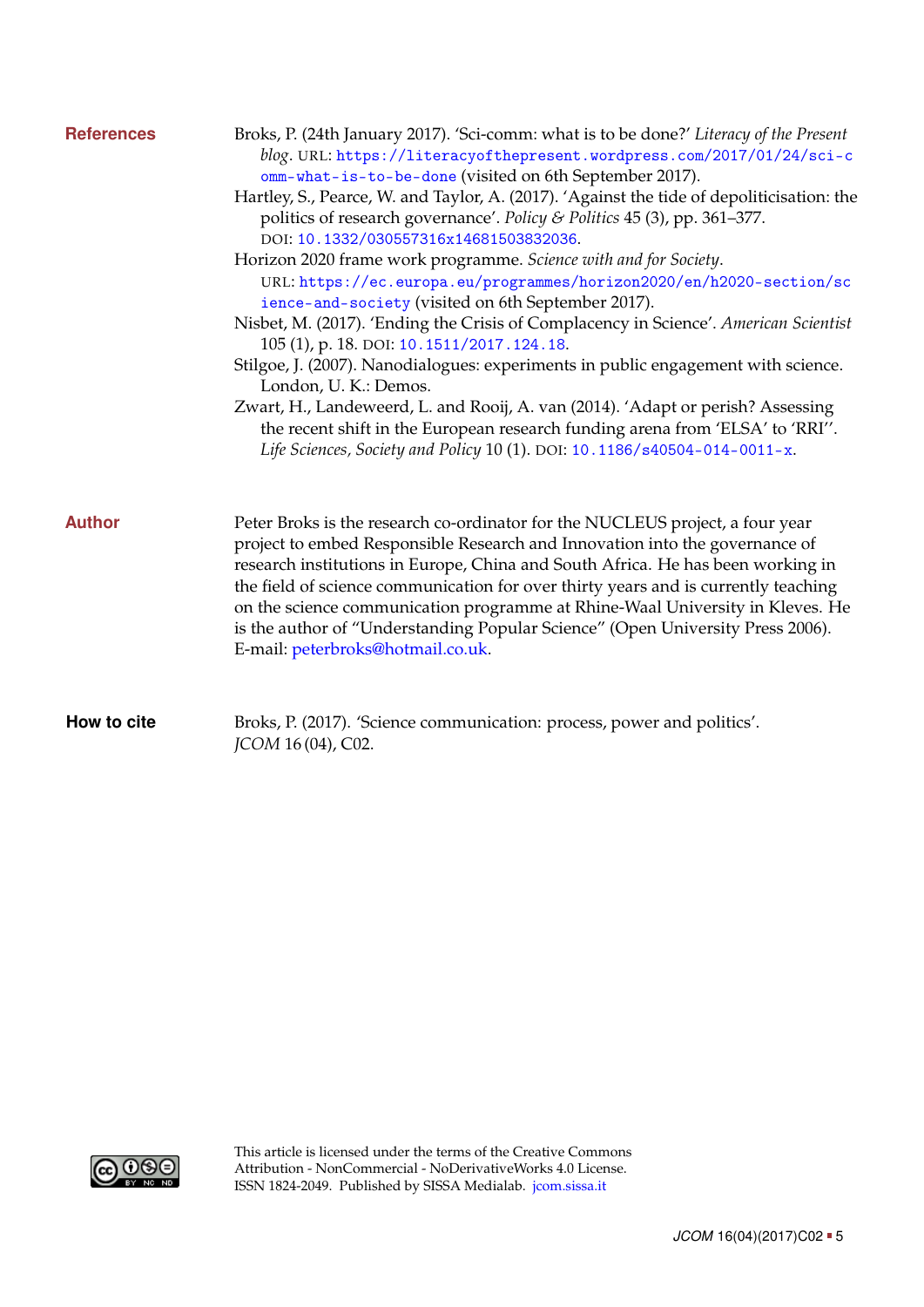## References

Broks, P. (24th January 2017). 'Sci-comm: what is to be done?' *Literacy of the Present blog*. URL: https://literacyofthepresent.wordpress.com/2017/01/24/sci-comm-what-is-to-be-done (visited on 6th September 2017).

Hartley, S., Pearce, W. and Taylor, A. (2017). 'Against the tide of depoliticisation: the politics of research governance'. *Policy & Politics* 45 (3), pp. 361–377. DOI: 10.1332/030557316x14681503832036.

Horizon 2020 frame work programme. *Science with and for Society*. URL: https://ec.europa.eu/programmes/horizon2020/en/h2020-section/science-and-society (visited on 6th September 2017).

Nisbet, M. (2017). 'Ending the Crisis of Complacency in Science'. *American Scientist* 105 (1), p. 18. DOI: 10.1511/2017.124.18.

Stilgoe, J. (2007). Nanodialogues: experiments in public engagement with science. London, U. K.: Demos.

Zwart, H., Landeweerd, L. and Rooij, A. van (2014). 'Adapt or perish? Assessing the recent shift in the European research funding arena from 'ELSA' to 'RRI''. *Life Sciences, Society and Policy* 10 (1). DOI: 10.1186/s40504-014-0011-x.

## Author

Peter Broks is the research co-ordinator for the NUCLEUS project, a four year project to embed Responsible Research and Innovation into the governance of research institutions in Europe, China and South Africa. He has been working in the field of science communication for over thirty years and is currently teaching on the science communication programme at Rhine-Waal University in Kleves. He is the author of "Understanding Popular Science" (Open University Press 2006). E-mail: peterbroks@hotmail.co.uk.

## How to cite

Broks, P. (2017). 'Science communication: process, power and politics'. *JCOM* 16 (04), C02.

This article is licensed under the terms of the Creative Commons Attribution - NonCommercial - NoDerivativeWorks 4.0 License. ISSN 1824-2049. Published by SISSA Medialab. jcom.sissa.it